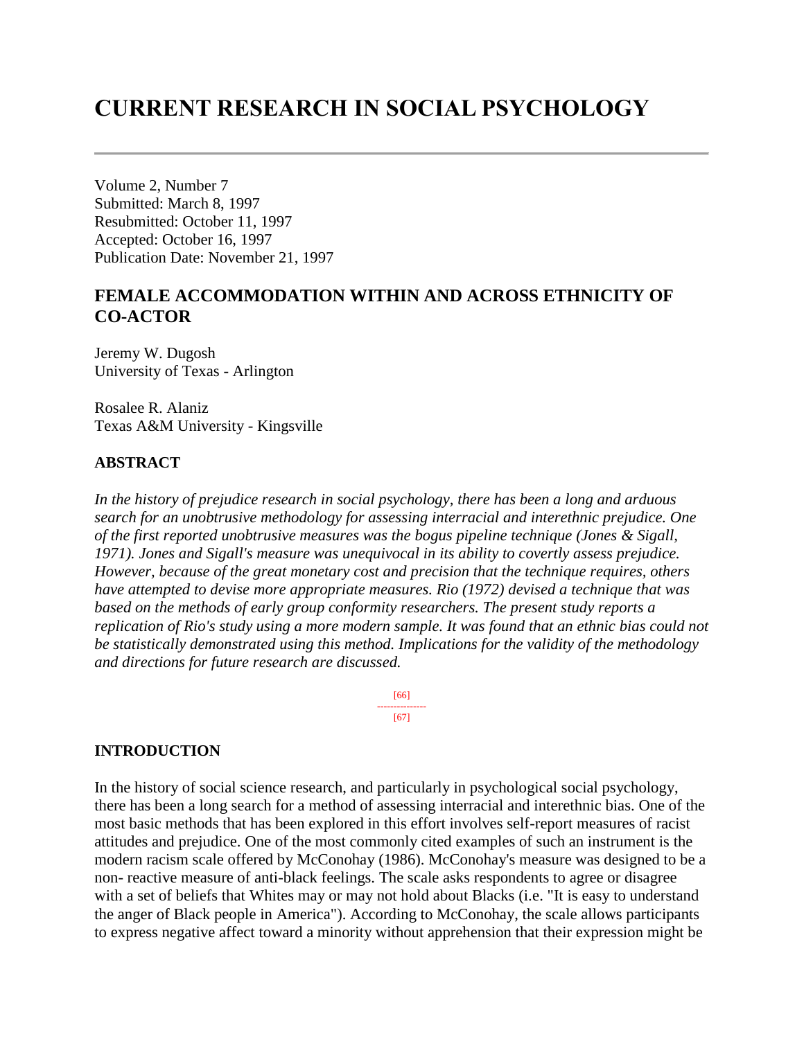# CURRENT RESEARCH IN SOCIAL PSYCHOLOGY

---

Volume 2, Number 7
Submitted: March 8, 1997
Resubmitted: October 11, 1997
Accepted: October 16, 1997
Publication Date: November 21, 1997

## FEMALE ACCOMMODATION WITHIN AND ACROSS ETHNICITY OF CO-ACTOR

Jeremy W. Dugosh
University of Texas - Arlington

Rosalee R. Alaniz
Texas A&M University - Kingsville

### ABSTRACT

*In the history of prejudice research in social psychology, there has been a long and arduous search for an unobtrusive methodology for assessing interracial and interethnic prejudice. One of the first reported unobtrusive measures was the bogus pipeline technique (Jones & Sigall, 1971). Jones and Sigall's measure was unequivocal in its ability to covertly assess prejudice. However, because of the great monetary cost and precision that the technique requires, others have attempted to devise more appropriate measures. Rio (1972) devised a technique that was based on the methods of early group conformity researchers. The present study reports a replication of Rio's study using a more modern sample. It was found that an ethnic bias could not be statistically demonstrated using this method. Implications for the validity of the methodology and directions for future research are discussed.*

### INTRODUCTION

In the history of social science research, and particularly in psychological social psychology, there has been a long search for a method of assessing interracial and interethnic bias. One of the most basic methods that has been explored in this effort involves self-report measures of racist attitudes and prejudice. One of the most commonly cited examples of such an instrument is the modern racism scale offered by McConohay (1986). McConohay's measure was designed to be a non- reactive measure of anti-black feelings. The scale asks respondents to agree or disagree with a set of beliefs that Whites may or may not hold about Blacks (i.e. "It is easy to understand the anger of Black people in America"). According to McConohay, the scale allows participants to express negative affect toward a minority without apprehension that their expression might be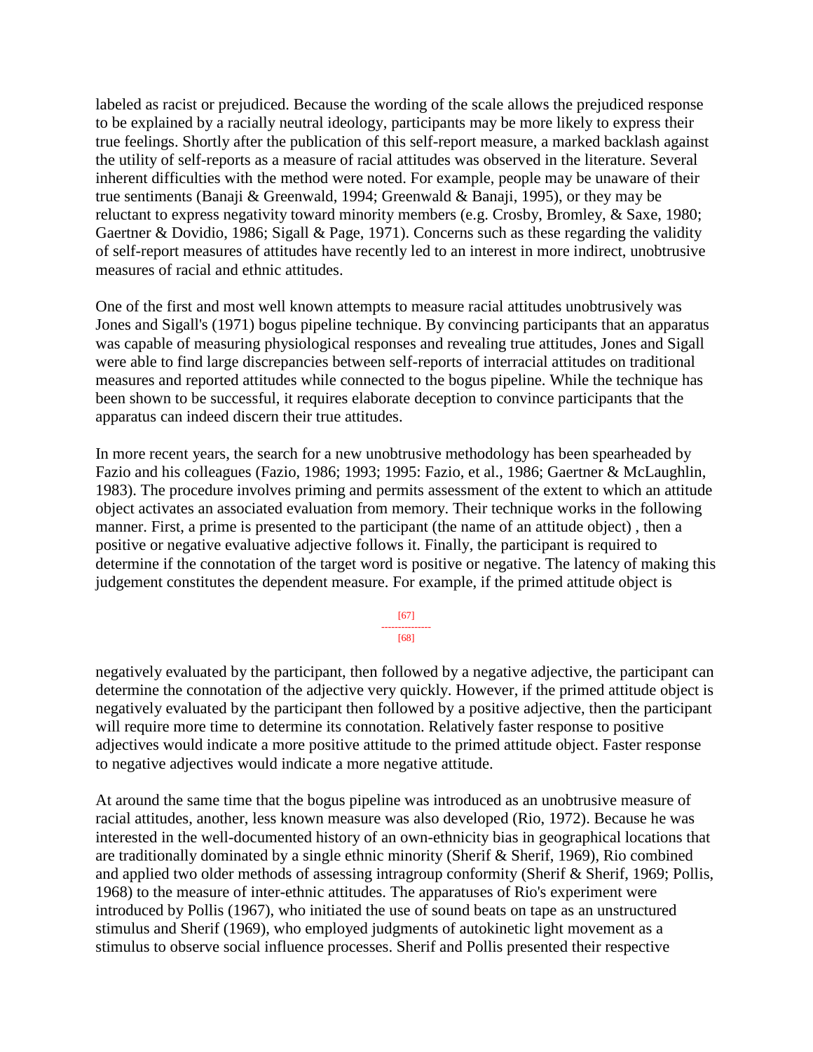labeled as racist or prejudiced. Because the wording of the scale allows the prejudiced response to be explained by a racially neutral ideology, participants may be more likely to express their true feelings. Shortly after the publication of this self-report measure, a marked backlash against the utility of self-reports as a measure of racial attitudes was observed in the literature. Several inherent difficulties with the method were noted. For example, people may be unaware of their true sentiments (Banaji & Greenwald, 1994; Greenwald & Banaji, 1995), or they may be reluctant to express negativity toward minority members (e.g. Crosby, Bromley, & Saxe, 1980; Gaertner & Dovidio, 1986; Sigall & Page, 1971). Concerns such as these regarding the validity of self-report measures of attitudes have recently led to an interest in more indirect, unobtrusive measures of racial and ethnic attitudes.

One of the first and most well known attempts to measure racial attitudes unobtrusively was Jones and Sigall's (1971) bogus pipeline technique. By convincing participants that an apparatus was capable of measuring physiological responses and revealing true attitudes, Jones and Sigall were able to find large discrepancies between self-reports of interracial attitudes on traditional measures and reported attitudes while connected to the bogus pipeline. While the technique has been shown to be successful, it requires elaborate deception to convince participants that the apparatus can indeed discern their true attitudes.

In more recent years, the search for a new unobtrusive methodology has been spearheaded by Fazio and his colleagues (Fazio, 1986; 1993; 1995: Fazio, et al., 1986; Gaertner & McLaughlin, 1983). The procedure involves priming and permits assessment of the extent to which an attitude object activates an associated evaluation from memory. Their technique works in the following manner. First, a prime is presented to the participant (the name of an attitude object) , then a positive or negative evaluative adjective follows it. Finally, the participant is required to determine if the connotation of the target word is positive or negative. The latency of making this judgement constitutes the dependent measure. For example, if the primed attitude object is negatively evaluated by the participant, then followed by a negative adjective, the participant can determine the connotation of the adjective very quickly. However, if the primed attitude object is negatively evaluated by the participant then followed by a positive adjective, then the participant will require more time to determine its connotation. Relatively faster response to positive adjectives would indicate a more positive attitude to the primed attitude object. Faster response to negative adjectives would indicate a more negative attitude.

At around the same time that the bogus pipeline was introduced as an unobtrusive measure of racial attitudes, another, less known measure was also developed (Rio, 1972). Because he was interested in the well-documented history of an own-ethnicity bias in geographical locations that are traditionally dominated by a single ethnic minority (Sherif & Sherif, 1969), Rio combined and applied two older methods of assessing intragroup conformity (Sherif & Sherif, 1969; Pollis, 1968) to the measure of inter-ethnic attitudes. The apparatuses of Rio's experiment were introduced by Pollis (1967), who initiated the use of sound beats on tape as an unstructured stimulus and Sherif (1969), who employed judgments of autokinetic light movement as a stimulus to observe social influence processes. Sherif and Pollis presented their respective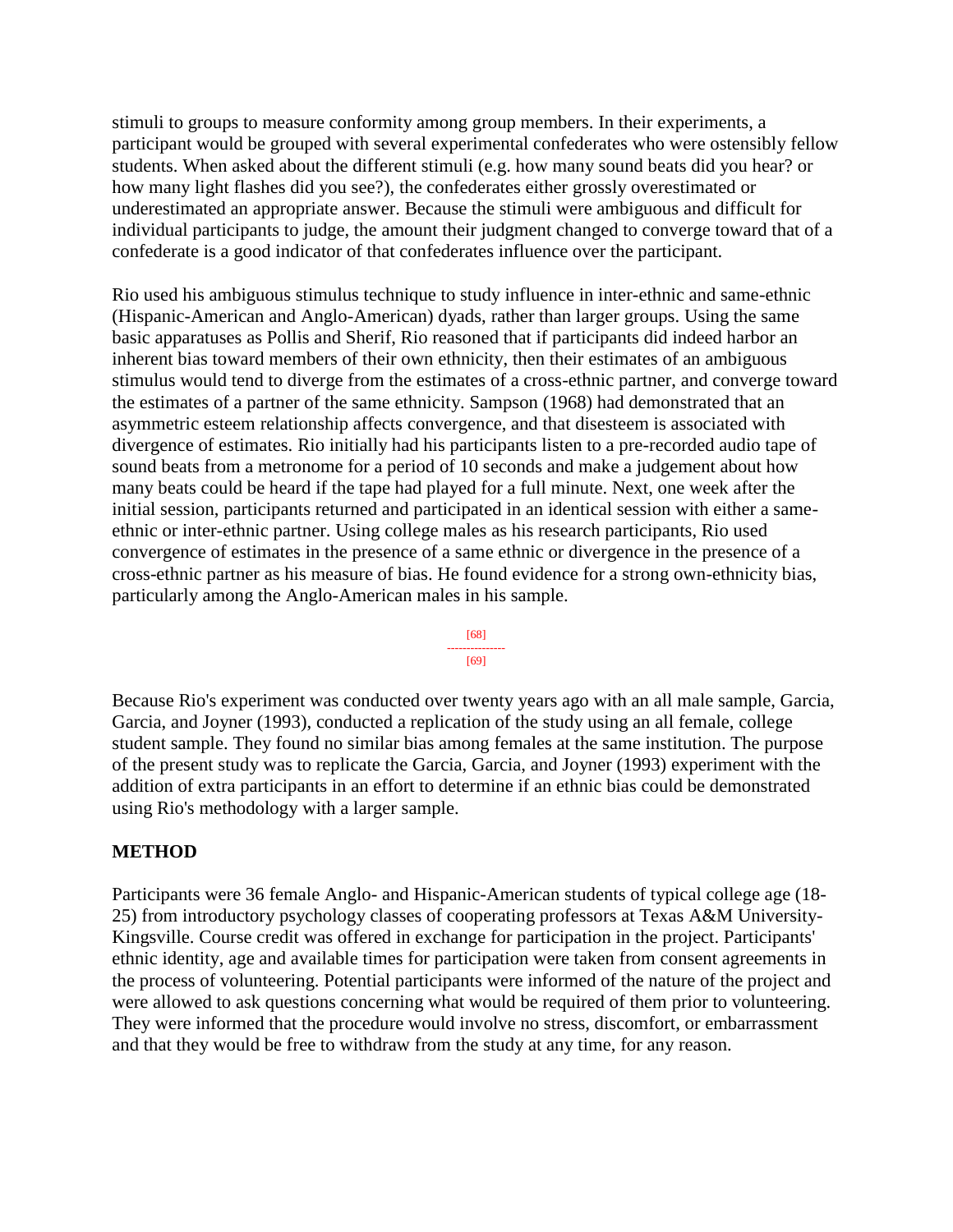stimuli to groups to measure conformity among group members. In their experiments, a participant would be grouped with several experimental confederates who were ostensibly fellow students. When asked about the different stimuli (e.g. how many sound beats did you hear? or how many light flashes did you see?), the confederates either grossly overestimated or underestimated an appropriate answer. Because the stimuli were ambiguous and difficult for individual participants to judge, the amount their judgment changed to converge toward that of a confederate is a good indicator of that confederates influence over the participant.

Rio used his ambiguous stimulus technique to study influence in inter-ethnic and same-ethnic (Hispanic-American and Anglo-American) dyads, rather than larger groups. Using the same basic apparatuses as Pollis and Sherif, Rio reasoned that if participants did indeed harbor an inherent bias toward members of their own ethnicity, then their estimates of an ambiguous stimulus would tend to diverge from the estimates of a cross-ethnic partner, and converge toward the estimates of a partner of the same ethnicity. Sampson (1968) had demonstrated that an asymmetric esteem relationship affects convergence, and that disesteem is associated with divergence of estimates. Rio initially had his participants listen to a pre-recorded audio tape of sound beats from a metronome for a period of 10 seconds and make a judgement about how many beats could be heard if the tape had played for a full minute. Next, one week after the initial session, participants returned and participated in an identical session with either a same-ethnic or inter-ethnic partner. Using college males as his research participants, Rio used convergence of estimates in the presence of a same ethnic or divergence in the presence of a cross-ethnic partner as his measure of bias. He found evidence for a strong own-ethnicity bias, particularly among the Anglo-American males in his sample.

Because Rio's experiment was conducted over twenty years ago with an all male sample, Garcia, Garcia, and Joyner (1993), conducted a replication of the study using an all female, college student sample. They found no similar bias among females at the same institution. The purpose of the present study was to replicate the Garcia, Garcia, and Joyner (1993) experiment with the addition of extra participants in an effort to determine if an ethnic bias could be demonstrated using Rio's methodology with a larger sample.

## METHOD

Participants were 36 female Anglo- and Hispanic-American students of typical college age (18-25) from introductory psychology classes of cooperating professors at Texas A&M University-Kingsville. Course credit was offered in exchange for participation in the project. Participants' ethnic identity, age and available times for participation were taken from consent agreements in the process of volunteering. Potential participants were informed of the nature of the project and were allowed to ask questions concerning what would be required of them prior to volunteering. They were informed that the procedure would involve no stress, discomfort, or embarrassment and that they would be free to withdraw from the study at any time, for any reason.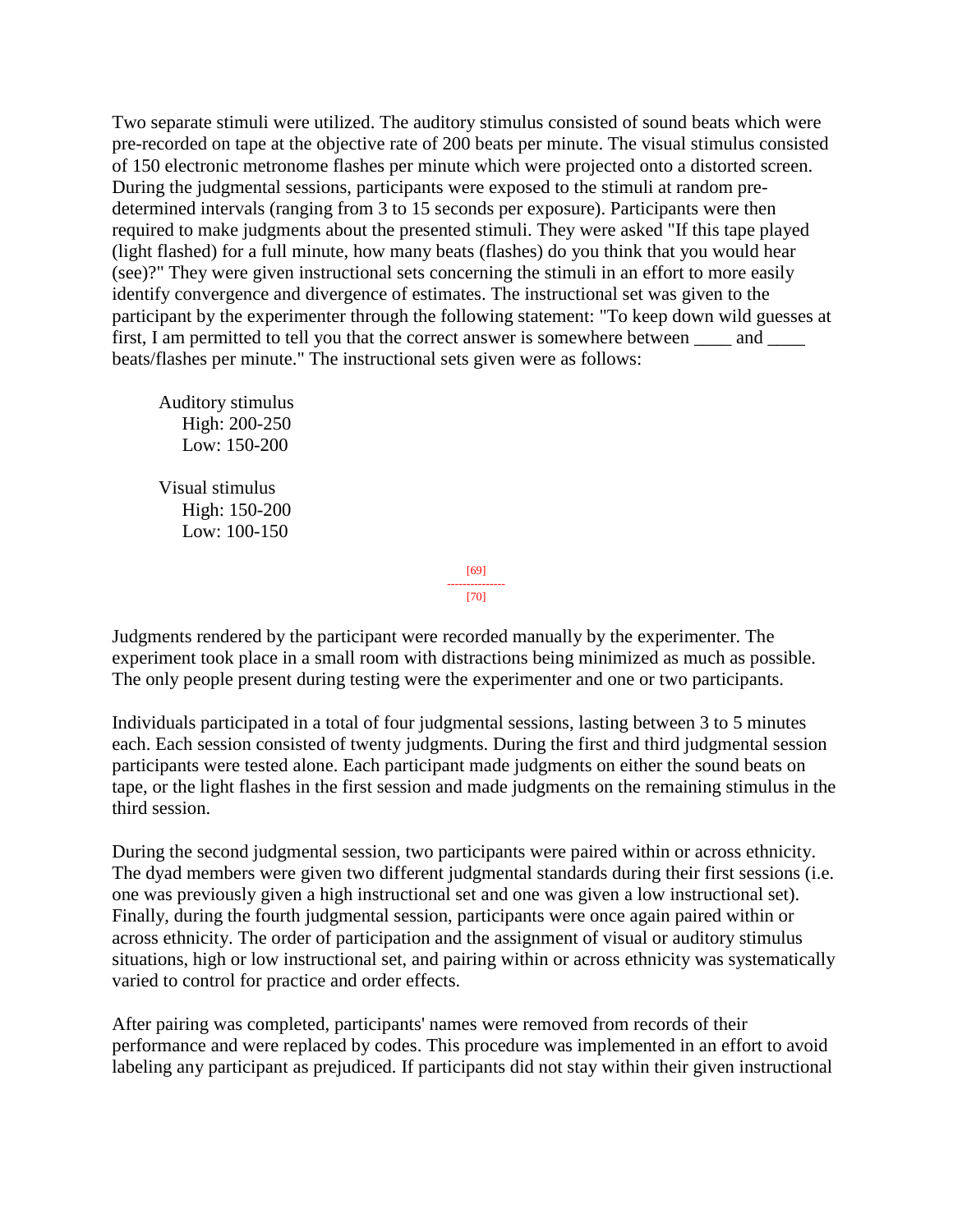Two separate stimuli were utilized. The auditory stimulus consisted of sound beats which were pre-recorded on tape at the objective rate of 200 beats per minute. The visual stimulus consisted of 150 electronic metronome flashes per minute which were projected onto a distorted screen. During the judgmental sessions, participants were exposed to the stimuli at random pre-determined intervals (ranging from 3 to 15 seconds per exposure). Participants were then required to make judgments about the presented stimuli. They were asked "If this tape played (light flashed) for a full minute, how many beats (flashes) do you think that you would hear (see)?" They were given instructional sets concerning the stimuli in an effort to more easily identify convergence and divergence of estimates. The instructional set was given to the participant by the experimenter through the following statement: "To keep down wild guesses at first, I am permitted to tell you that the correct answer is somewhere between ____ and ____ beats/flashes per minute." The instructional sets given were as follows:

Auditory stimulus
  High: 200-250
  Low: 150-200

Visual stimulus
  High: 150-200
  Low: 100-150

Judgments rendered by the participant were recorded manually by the experimenter. The experiment took place in a small room with distractions being minimized as much as possible. The only people present during testing were the experimenter and one or two participants.

Individuals participated in a total of four judgmental sessions, lasting between 3 to 5 minutes each. Each session consisted of twenty judgments. During the first and third judgmental session participants were tested alone. Each participant made judgments on either the sound beats on tape, or the light flashes in the first session and made judgments on the remaining stimulus in the third session.

During the second judgmental session, two participants were paired within or across ethnicity. The dyad members were given two different judgmental standards during their first sessions (i.e. one was previously given a high instructional set and one was given a low instructional set). Finally, during the fourth judgmental session, participants were once again paired within or across ethnicity. The order of participation and the assignment of visual or auditory stimulus situations, high or low instructional set, and pairing within or across ethnicity was systematically varied to control for practice and order effects.

After pairing was completed, participants' names were removed from records of their performance and were replaced by codes. This procedure was implemented in an effort to avoid labeling any participant as prejudiced. If participants did not stay within their given instructional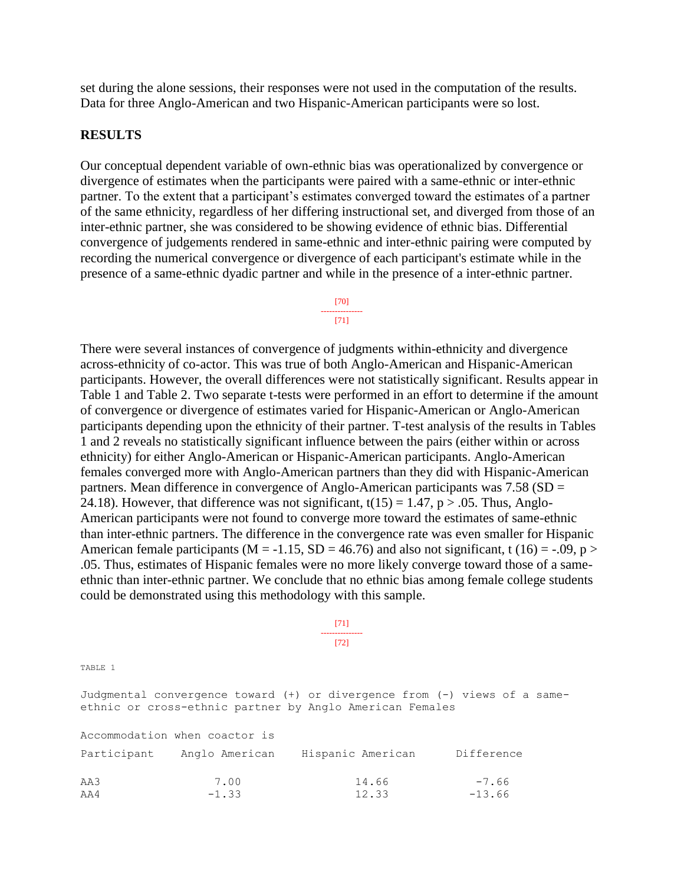set during the alone sessions, their responses were not used in the computation of the results. Data for three Anglo-American and two Hispanic-American participants were so lost.

## RESULTS

Our conceptual dependent variable of own-ethnic bias was operationalized by convergence or divergence of estimates when the participants were paired with a same-ethnic or inter-ethnic partner. To the extent that a participant's estimates converged toward the estimates of a partner of the same ethnicity, regardless of her differing instructional set, and diverged from those of an inter-ethnic partner, she was considered to be showing evidence of ethnic bias. Differential convergence of judgements rendered in same-ethnic and inter-ethnic pairing were computed by recording the numerical convergence or divergence of each participant's estimate while in the presence of a same-ethnic dyadic partner and while in the presence of a inter-ethnic partner.

There were several instances of convergence of judgments within-ethnicity and divergence across-ethnicity of co-actor. This was true of both Anglo-American and Hispanic-American participants. However, the overall differences were not statistically significant. Results appear in Table 1 and Table 2. Two separate t-tests were performed in an effort to determine if the amount of convergence or divergence of estimates varied for Hispanic-American or Anglo-American participants depending upon the ethnicity of their partner. T-test analysis of the results in Tables 1 and 2 reveals no statistically significant influence between the pairs (either within or across ethnicity) for either Anglo-American or Hispanic-American participants. Anglo-American females converged more with Anglo-American partners than they did with Hispanic-American partners. Mean difference in convergence of Anglo-American participants was 7.58 (SD = 24.18). However, that difference was not significant, $t(15) = 1.47$, $p > .05$. Thus, Anglo-American participants were not found to converge more toward the estimates of same-ethnic than inter-ethnic partners. The difference in the convergence rate was even smaller for Hispanic American female participants (M = -1.15, SD = 46.76) and also not significant, $t(16) = -.09$, $p > .05$. Thus, estimates of Hispanic females were no more likely converge toward those of a same-ethnic than inter-ethnic partner. We conclude that no ethnic bias among female college students could be demonstrated using this methodology with this sample.

TABLE 1

Judgmental convergence toward (+) or divergence from (-) views of a same-ethnic or cross-ethnic partner by Anglo American Females

| | Accommodation when coactor is | | |
|---|---|---|---|
| Participant | Anglo American | Hispanic American | Difference |
| AA3 | 7.00 | 14.66 | -7.66 |
| AA4 | -1.33 | 12.33 | -13.66 |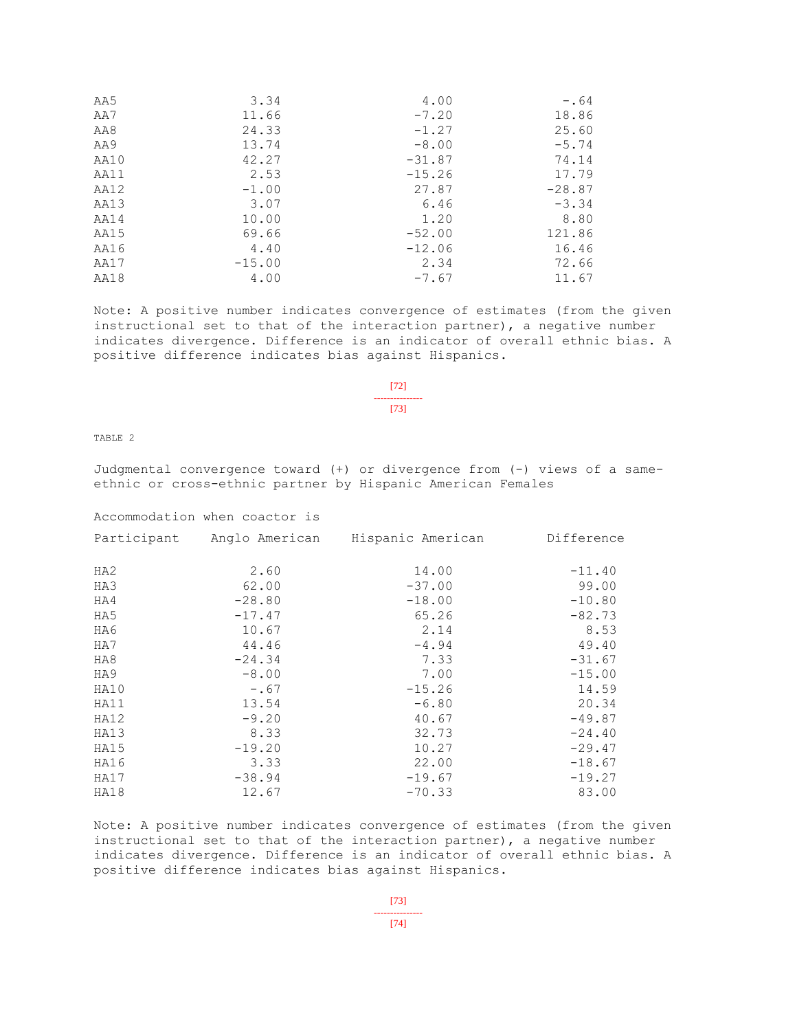| AA5 | 3.34 | 4.00 | -.64 |
|---|---|---|---|
| AA7 | 11.66 | -7.20 | 18.86 |
| AA8 | 24.33 | -1.27 | 25.60 |
| AA9 | 13.74 | -8.00 | -5.74 |
| AA10 | 42.27 | -31.87 | 74.14 |
| AA11 | 2.53 | -15.26 | 17.79 |
| AA12 | -1.00 | 27.87 | -28.87 |
| AA13 | 3.07 | 6.46 | -3.34 |
| AA14 | 10.00 | 1.20 | 8.80 |
| AA15 | 69.66 | -52.00 | 121.86 |
| AA16 | 4.40 | -12.06 | 16.46 |
| AA17 | -15.00 | 2.34 | 72.66 |
| AA18 | 4.00 | -7.67 | 11.67 |

Note: A positive number indicates convergence of estimates (from the given instructional set to that of the interaction partner), a negative number indicates divergence. Difference is an indicator of overall ethnic bias. A positive difference indicates bias against Hispanics.

TABLE 2

Judgmental convergence toward (+) or divergence from (-) views of a same-ethnic or cross-ethnic partner by Hispanic American Females

| | Accommodation when coactor is | | |
|---|---|---|---|
| Participant | Anglo American | Hispanic American | Difference |
| HA2 | 2.60 | 14.00 | -11.40 |
| HA3 | 62.00 | -37.00 | 99.00 |
| HA4 | -28.80 | -18.00 | -10.80 |
| HA5 | -17.47 | 65.26 | -82.73 |
| HA6 | 10.67 | 2.14 | 8.53 |
| HA7 | 44.46 | -4.94 | 49.40 |
| HA8 | -24.34 | 7.33 | -31.67 |
| HA9 | -8.00 | 7.00 | -15.00 |
| HA10 | -.67 | -15.26 | 14.59 |
| HA11 | 13.54 | -6.80 | 20.34 |
| HA12 | -9.20 | 40.67 | -49.87 |
| HA13 | 8.33 | 32.73 | -24.40 |
| HA15 | -19.20 | 10.27 | -29.47 |
| HA16 | 3.33 | 22.00 | -18.67 |
| HA17 | -38.94 | -19.67 | -19.27 |
| HA18 | 12.67 | -70.33 | 83.00 |

Note: A positive number indicates convergence of estimates (from the given instructional set to that of the interaction partner), a negative number indicates divergence. Difference is an indicator of overall ethnic bias. A positive difference indicates bias against Hispanics.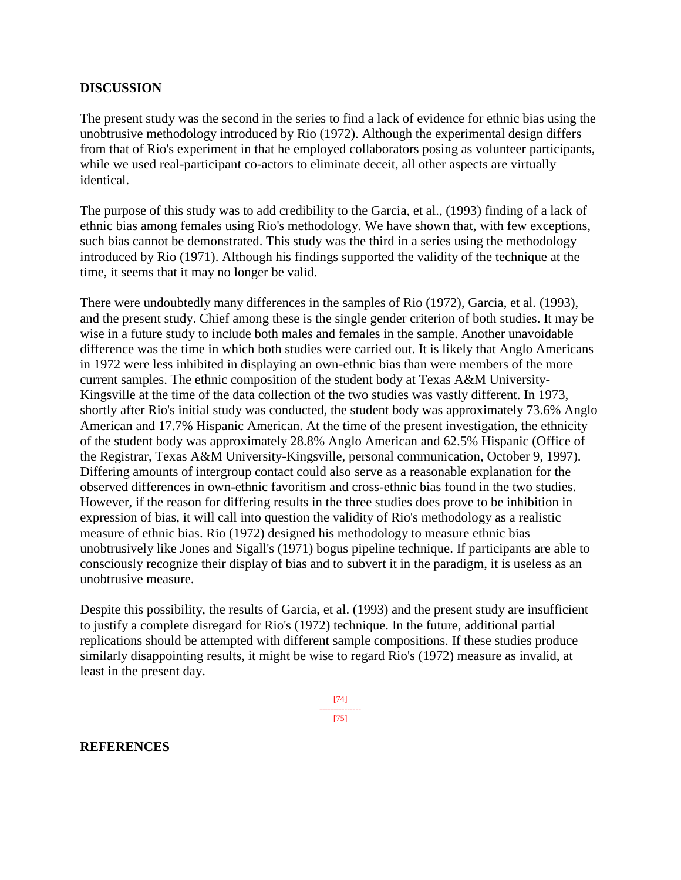## DISCUSSION

The present study was the second in the series to find a lack of evidence for ethnic bias using the unobtrusive methodology introduced by Rio (1972). Although the experimental design differs from that of Rio's experiment in that he employed collaborators posing as volunteer participants, while we used real-participant co-actors to eliminate deceit, all other aspects are virtually identical.

The purpose of this study was to add credibility to the Garcia, et al., (1993) finding of a lack of ethnic bias among females using Rio's methodology. We have shown that, with few exceptions, such bias cannot be demonstrated. This study was the third in a series using the methodology introduced by Rio (1971). Although his findings supported the validity of the technique at the time, it seems that it may no longer be valid.

There were undoubtedly many differences in the samples of Rio (1972), Garcia, et al. (1993), and the present study. Chief among these is the single gender criterion of both studies. It may be wise in a future study to include both males and females in the sample. Another unavoidable difference was the time in which both studies were carried out. It is likely that Anglo Americans in 1972 were less inhibited in displaying an own-ethnic bias than were members of the more current samples. The ethnic composition of the student body at Texas A&M University-Kingsville at the time of the data collection of the two studies was vastly different. In 1973, shortly after Rio's initial study was conducted, the student body was approximately 73.6% Anglo American and 17.7% Hispanic American. At the time of the present investigation, the ethnicity of the student body was approximately 28.8% Anglo American and 62.5% Hispanic (Office of the Registrar, Texas A&M University-Kingsville, personal communication, October 9, 1997). Differing amounts of intergroup contact could also serve as a reasonable explanation for the observed differences in own-ethnic favoritism and cross-ethnic bias found in the two studies. However, if the reason for differing results in the three studies does prove to be inhibition in expression of bias, it will call into question the validity of Rio's methodology as a realistic measure of ethnic bias. Rio (1972) designed his methodology to measure ethnic bias unobtrusively like Jones and Sigall's (1971) bogus pipeline technique. If participants are able to consciously recognize their display of bias and to subvert it in the paradigm, it is useless as an unobtrusive measure.

Despite this possibility, the results of Garcia, et al. (1993) and the present study are insufficient to justify a complete disregard for Rio's (1972) technique. In the future, additional partial replications should be attempted with different sample compositions. If these studies produce similarly disappointing results, it might be wise to regard Rio's (1972) measure as invalid, at least in the present day.

## REFERENCES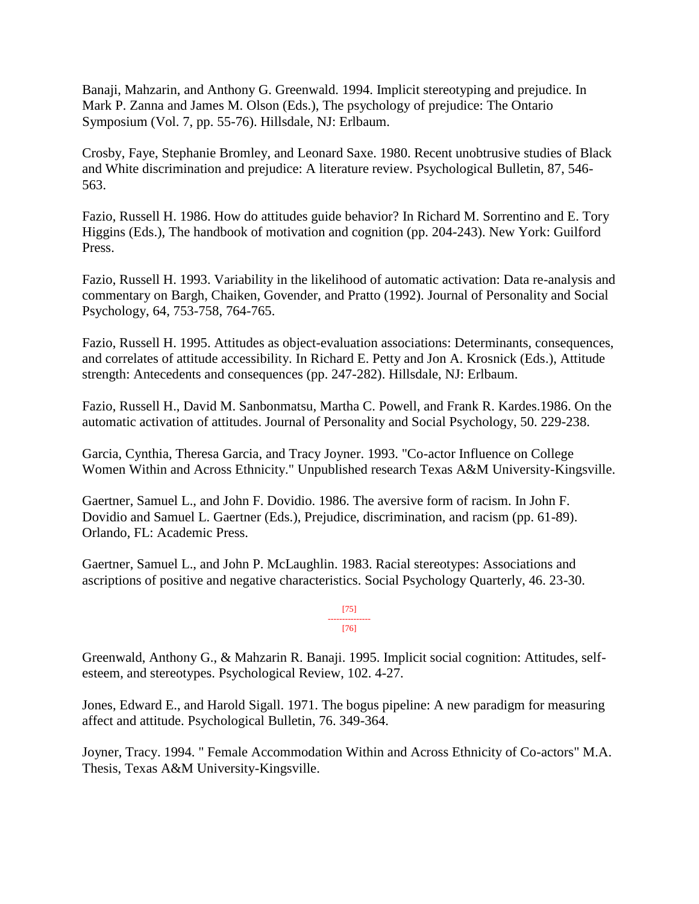Banaji, Mahzarin, and Anthony G. Greenwald. 1994. Implicit stereotyping and prejudice. In Mark P. Zanna and James M. Olson (Eds.), The psychology of prejudice: The Ontario Symposium (Vol. 7, pp. 55-76). Hillsdale, NJ: Erlbaum.

Crosby, Faye, Stephanie Bromley, and Leonard Saxe. 1980. Recent unobtrusive studies of Black and White discrimination and prejudice: A literature review. Psychological Bulletin, 87, 546-563.

Fazio, Russell H. 1986. How do attitudes guide behavior? In Richard M. Sorrentino and E. Tory Higgins (Eds.), The handbook of motivation and cognition (pp. 204-243). New York: Guilford Press.

Fazio, Russell H. 1993. Variability in the likelihood of automatic activation: Data re-analysis and commentary on Bargh, Chaiken, Govender, and Pratto (1992). Journal of Personality and Social Psychology, 64, 753-758, 764-765.

Fazio, Russell H. 1995. Attitudes as object-evaluation associations: Determinants, consequences, and correlates of attitude accessibility. In Richard E. Petty and Jon A. Krosnick (Eds.), Attitude strength: Antecedents and consequences (pp. 247-282). Hillsdale, NJ: Erlbaum.

Fazio, Russell H., David M. Sanbonmatsu, Martha C. Powell, and Frank R. Kardes.1986. On the automatic activation of attitudes. Journal of Personality and Social Psychology, 50. 229-238.

Garcia, Cynthia, Theresa Garcia, and Tracy Joyner. 1993. "Co-actor Influence on College Women Within and Across Ethnicity." Unpublished research Texas A&M University-Kingsville.

Gaertner, Samuel L., and John F. Dovidio. 1986. The aversive form of racism. In John F. Dovidio and Samuel L. Gaertner (Eds.), Prejudice, discrimination, and racism (pp. 61-89). Orlando, FL: Academic Press.

Gaertner, Samuel L., and John P. McLaughlin. 1983. Racial stereotypes: Associations and ascriptions of positive and negative characteristics. Social Psychology Quarterly, 46. 23-30.

Greenwald, Anthony G., & Mahzarin R. Banaji. 1995. Implicit social cognition: Attitudes, self-esteem, and stereotypes. Psychological Review, 102. 4-27.

Jones, Edward E., and Harold Sigall. 1971. The bogus pipeline: A new paradigm for measuring affect and attitude. Psychological Bulletin, 76. 349-364.

Joyner, Tracy. 1994. " Female Accommodation Within and Across Ethnicity of Co-actors" M.A. Thesis, Texas A&M University-Kingsville.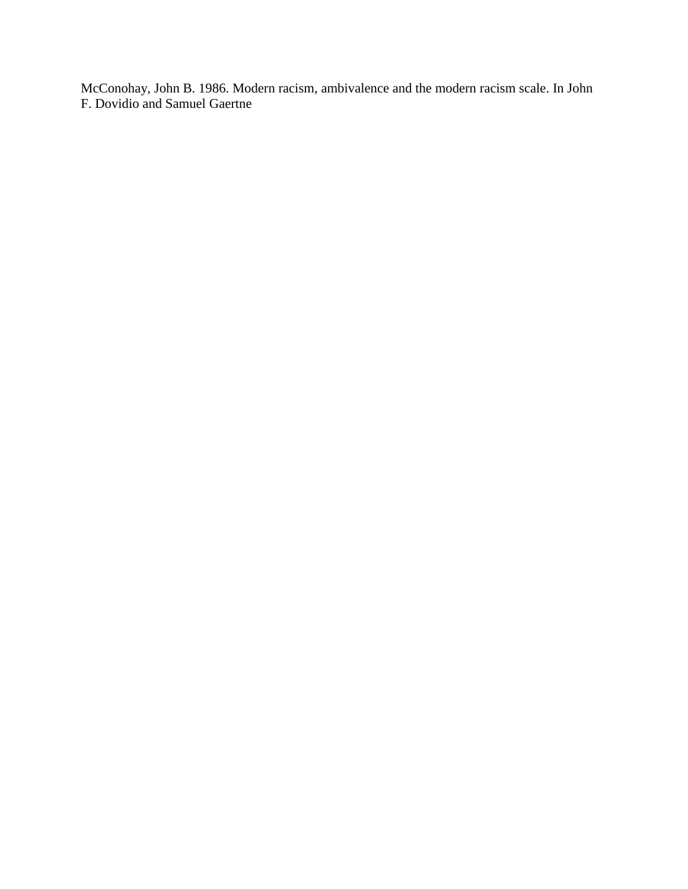McConohay, John B. 1986. Modern racism, ambivalence and the modern racism scale. In John F. Dovidio and Samuel Gaertne